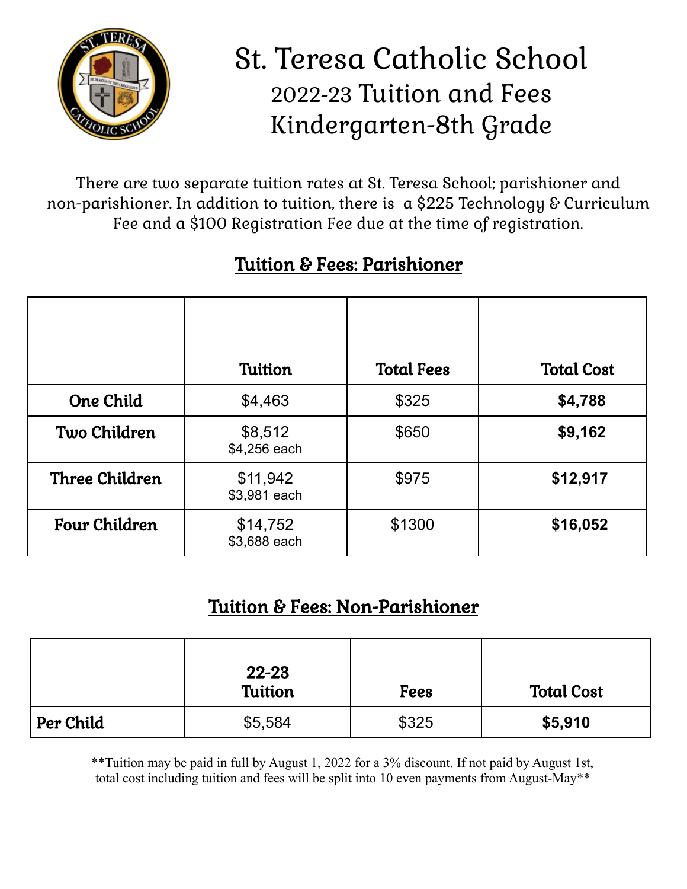# St. Teresa Catholic School
## 2022-23 Tuition and Fees
## Kindergarten-8th Grade

There are two separate tuition rates at St. Teresa School; parishioner and non-parishioner. In addition to tuition, there is a $225 Technology & Curriculum Fee and a $100 Registration Fee due at the time of registration.

### Tuition & Fees: Parishioner

| | Tuition | Total Fees | Total Cost |
|---|---|---|---|
| **One Child** | $4,463 | $325 | **$4,788** |
| **Two Children** | $8,512<br>$4,256 each | $650 | **$9,162** |
| **Three Children** | $11,942<br>$3,981 each | $975 | **$12,917** |
| **Four Children** | $14,752<br>$3,688 each | $1300 | **$16,052** |

### Tuition & Fees: Non-Parishioner

| | 22-23 Tuition | Fees | Total Cost |
|---|---|---|---|
| **Per Child** | $5,584 | $325 | **$5,910** |

**Tuition may be paid in full by August 1, 2022 for a 3% discount. If not paid by August 1st, total cost including tuition and fees will be split into 10 even payments from August-May**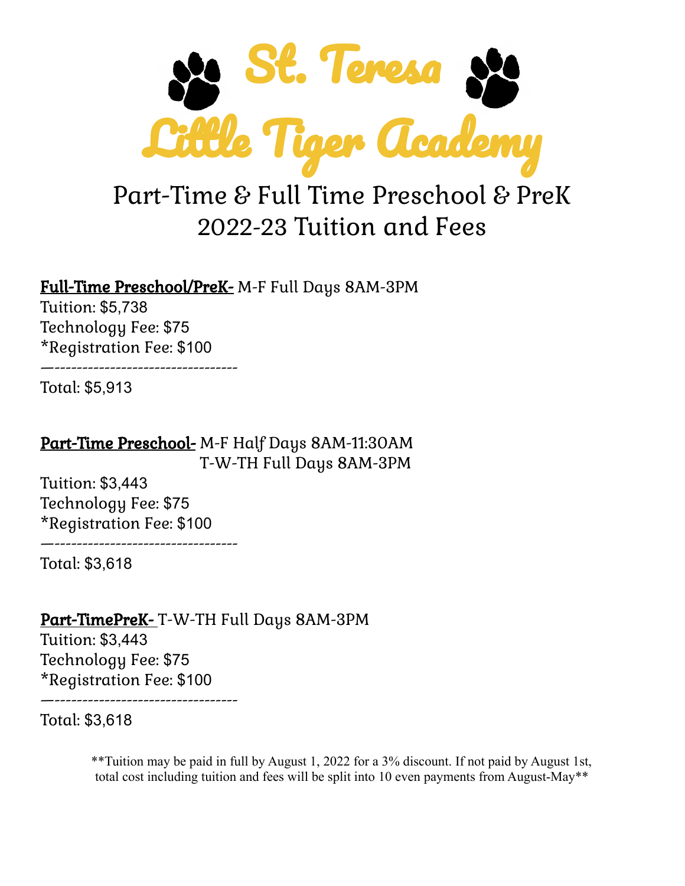# St. Teresa Little Tiger Academy

## Part-Time & Full Time Preschool & PreK
## 2022-23 Tuition and Fees

**Full-Time Preschool/PreK-** M-F Full Days 8AM-3PM

Tuition: $5,738
Technology Fee: $75
*Registration Fee: $100
—---------------------------------
Total: $5,913

**Part-Time Preschool-** M-F Half Days 8AM-11:30AM
T-W-TH Full Days 8AM-3PM

Tuition: $3,443
Technology Fee: $75
*Registration Fee: $100
—---------------------------------
Total: $3,618

**Part-TimePreK-** T-W-TH Full Days 8AM-3PM

Tuition: $3,443
Technology Fee: $75
*Registration Fee: $100
—---------------------------------
Total: $3,618

**Tuition may be paid in full by August 1, 2022 for a 3% discount. If not paid by August 1st, total cost including tuition and fees will be split into 10 even payments from August-May**